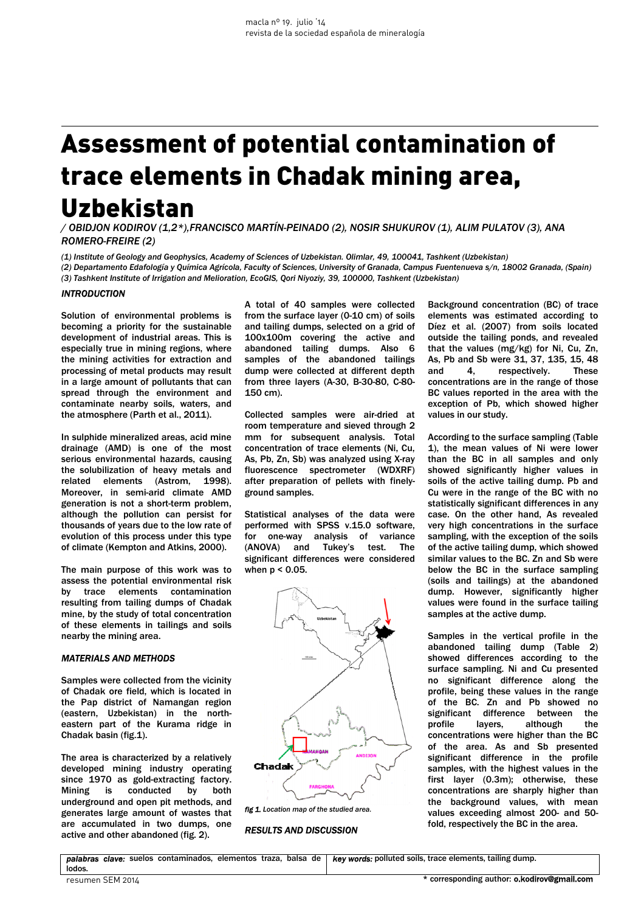# Assessment of potential contamination of trace elements in Chadak mining area, Uzbekistan

/ OBIDJON KODIROV (1,2*), FRANCISCO MARTÍN-PEINADO (2), NOSIR SHUKUROV (1), ALIM PULATOV (3), ANA ROMERO-FREIRE (2)

(1) Institute of Geology and Geophysics, Academy of Sciences of Uzbekistan. Olimlar, 49, 100041, Tashkent (Uzbekistan)

(2) Departamento Edafología y Química Agrícola, Faculty of Sciences, University of Granada, Campus Fuentenueva s/n, 18002 Granada, (Spain)

(3) Tashkent Institute of Irrigation and Melioration, EcoGIS, Qori Niyoziy, 39, 100000, Tashkent (Uzbekistan)

## INTRODUCTION

Solution of environmental problems is becoming a priority for the sustainable development of industrial areas. This is especially true in mining regions, where the mining activities for extraction and processing of metal products may result in a large amount of pollutants that can spread through the environment and contaminate nearby soils, waters, and the atmosphere (Parth et al., 2011).

In sulphide mineralized areas, acid mine drainage (AMD) is one of the most serious environmental hazards, causing the solubilization of heavy metals and related elements (Astrom, 1998). Moreover, in semi-arid climate AMD generation is not a short-term problem, although the pollution can persist for thousands of years due to the low rate of evolution of this process under this type of climate (Kempton and Atkins, 2000).

The main purpose of this work was to assess the potential environmental risk by trace elements contamination resulting from tailing dumps of Chadak mine, by the study of total concentration of these elements in tailings and soils nearby the mining area.

## MATERIALS AND METHODS

Samples were collected from the vicinity of Chadak ore field, which is located in the Pap district of Namangan region (eastern, Uzbekistan) in the north-eastern part of the Kurama ridge in Chadak basin (fig.1).

The area is characterized by a relatively developed mining industry operating since 1970 as gold-extracting factory. Mining is conducted by both underground and open pit methods, and generates large amount of wastes that are accumulated in two dumps, one active and other abandoned (fig. 2).

A total of 40 samples were collected from the surface layer (0-10 cm) of soils and tailing dumps, selected on a grid of 100x100m covering the active and abandoned tailing dumps. Also 6 samples of the abandoned tailings dump were collected at different depth from three layers (A-30, B-30-80, C-80-150 cm).

Collected samples were air-dried at room temperature and sieved through 2 mm for subsequent analysis. Total concentration of trace elements (Ni, Cu, As, Pb, Zn, Sb) was analyzed using X-ray fluorescence spectrometer (WDXRF) after preparation of pellets with finely-ground samples.

Statistical analyses of the data were performed with SPSS v.15.0 software, for one-way analysis of variance (ANOVA) and Tukey's test. The significant differences were considered when $p < 0.05$.

*fig 1. Location map of the studied area.*

## RESULTS AND DISCUSSION

Background concentration (BC) of trace elements was estimated according to Díez et al. (2007) from soils located outside the tailing ponds, and revealed that the values (mg/kg) for Ni, Cu, Zn, As, Pb and Sb were 31, 37, 135, 15, 48 and 4, respectively. These concentrations are in the range of those BC values reported in the area with the exception of Pb, which showed higher values in our study.

According to the surface sampling (Table 1), the mean values of Ni were lower than the BC in all samples and only showed significantly higher values in soils of the active tailing dump. Pb and Cu were in the range of the BC with no statistically significant differences in any case. On the other hand, As revealed very high concentrations in the surface sampling, with the exception of the soils of the active tailing dump, which showed similar values to the BC. Zn and Sb were below the BC in the surface sampling (soils and tailings) at the abandoned dump. However, significantly higher values were found in the surface tailing samples at the active dump.

Samples in the vertical profile in the abandoned tailing dump (Table 2) showed differences according to the surface sampling. Ni and Cu presented no significant difference along the profile, being these values in the range of the BC. Zn and Pb showed no significant difference between the profile layers, although the concentrations were higher than the BC of the area. As and Sb presented significant difference in the profile samples, with the highest values in the first layer (0.3m); otherwise, these concentrations are sharply higher than the background values, with mean values exceeding almost 200- and 50-fold, respectively the BC in the area.

| palabras clave: suelos contaminados, elementos traza, balsa de lodos. | key words: polluted soils, trace elements, tailing dump. |
|---|---|

\* corresponding author: o.kodirov@gmail.com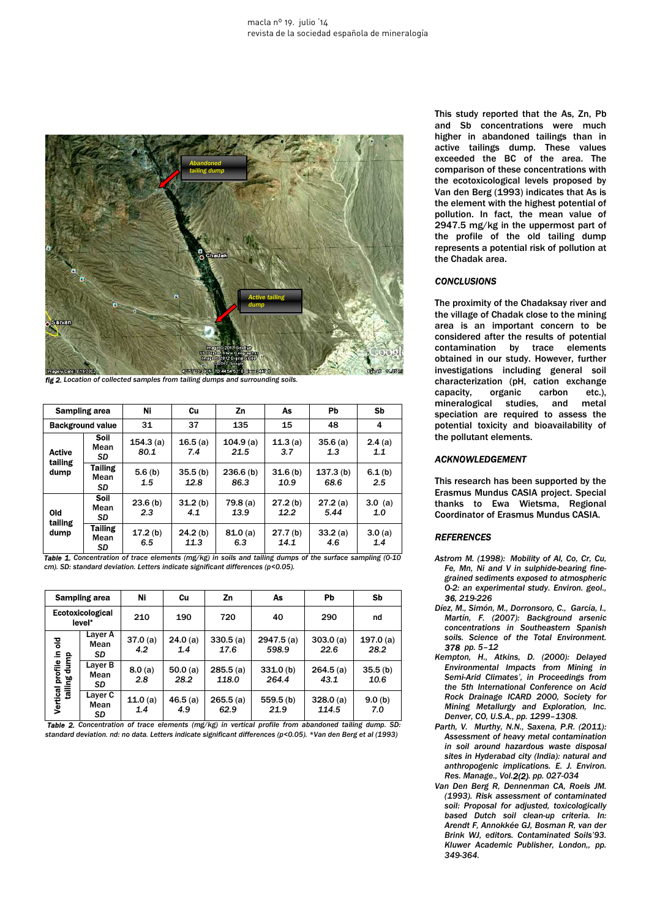*fig 2. Location of collected samples from tailing dumps and surrounding soils.*

| Sampling area | | Ni | Cu | Zn | As | Pb | Sb |
|---|---|---|---|---|---|---|---|
| Background value | | 31 | 37 | 135 | 15 | 48 | 4 |
| Active tailing dump | Soil Mean *SD* | 154.3 (a) *80.1* | 16.5 (a) *7.4* | 104.9 (a) *21.5* | 11.3 (a) *3.7* | 35.6 (a) *1.3* | 2.4 (a) *1.1* |
| | Tailing Mean *SD* | 5.6 (b) *1.5* | 35.5 (b) *12.8* | 236.6 (b) *86.3* | 31.6 (b) *10.9* | 137.3 (b) *68.6* | 6.1 (b) *2.5* |
| Old tailing dump | Soil Mean *SD* | 23.6 (b) *2.3* | 31.2 (b) *4.1* | 79.8 (a) *13.9* | 27.2 (b) *12.2* | 27.2 (a) *5.44* | 3.0 (a) *1.0* |
| | Tailing Mean *SD* | 17.2 (b) *6.5* | 24.2 (b) *11.3* | 81.0 (a) *6.3* | 27.7 (b) *14.1* | 33.2 (a) *4.6* | 3.0 (a) *1.4* |

*Table 1. Concentration of trace elements (mg/kg) in soils and tailing dumps of the surface sampling (0-10 cm). SD: standard deviation. Letters indicate significant differences (p<0.05).*

| Sampling area | | Ni | Cu | Zn | As | Pb | Sb |
|---|---|---|---|---|---|---|---|
| Ecotoxicological level* | | 210 | 190 | 720 | 40 | 290 | nd |
| Vertical profile in old tailing dump | Layer A Mean *SD* | 37.0 (a) *4.2* | 24.0 (a) *1.4* | 330.5 (a) *17.6* | 2947.5 (a) *598.9* | 303.0 (a) *22.6* | 197.0 (a) *28.2* |
| | Layer B Mean *SD* | 8.0 (a) *2.8* | 50.0 (a) *28.2* | 285.5 (a) *118.0* | 331.0 (b) *264.4* | 264.5 (a) *43.1* | 35.5 (b) *10.6* |
| | Layer C Mean *SD* | 11.0 (a) *1.4* | 46.5 (a) *4.9* | 265.5 (a) *62.9* | 559.5 (b) *21.9* | 328.0 (a) *114.5* | 9.0 (b) *7.0* |

*Table 2. Concentration of trace elements (mg/kg) in vertical profile from abandoned tailing dump. SD: standard deviation. nd: no data. Letters indicate significant differences (p<0.05). *Van den Berg et al (1993)*

This study reported that the As, Zn, Pb and Sb concentrations were much higher in abandoned tailings than in active tailings dump. These values exceeded the BC of the area. The comparison of these concentrations with the ecotoxicological levels proposed by Van den Berg (1993) indicates that As is the element with the highest potential of pollution. In fact, the mean value of 2947.5 mg/kg in the uppermost part of the profile of the old tailing dump represents a potential risk of pollution at the Chadak area.

## CONCLUSIONS

The proximity of the Chadaksay river and the village of Chadak close to the mining area is an important concern to be considered after the results of potential contamination by trace elements obtained in our study. However, further investigations including general soil characterization (pH, cation exchange capacity, organic carbon etc.), mineralogical studies, and metal speciation are required to assess the potential toxicity and bioavailability of the pollutant elements.

## ACKNOWLEDGEMENT

This research has been supported by the Erasmus Mundus CASIA project. Special thanks to Ewa Wietsma, Regional Coordinator of Erasmus Mundus CASIA.

## REFERENCES

*Astrom M. (1998): Mobility of Al, Co, Cr, Cu, Fe, Mn, Ni and V in sulphide-bearing fine-grained sediments exposed to atmospheric O-2: an experimental study. Environ. geol., 36, 219-226*

*Díez, M., Simón, M., Dorronsoro, C., García, I., Martín, F. (2007): Background arsenic concentrations in Southeastern Spanish soils. Science of the Total Environment. 378 pp. 5–12*

*Kempton, H., Atkins, D. (2000): Delayed Environmental Impacts from Mining in Semi-Arid Climates', in Proceedings from the 5th International Conference on Acid Rock Drainage ICARD 2000, Society for Mining Metallurgy and Exploration, Inc. Denver, CO, U.S.A., pp. 1299–1308.*

*Parth, V. Murthy, N.N., Saxena, P.R. (2011): Assessment of heavy metal contamination in soil around hazardous waste disposal sites in Hyderabad city (India): natural and anthropogenic implications. E. J. Environ. Res. Manage., Vol.2(2). pp. 027-034*

*Van Den Berg R, Dennenman CA, Roels JM. (1993). Risk assessment of contaminated soil: Proposal for adjusted, toxicologically based Dutch soil clean-up criteria. In: Arendt F, Annokkée GJ, Bosman R, van der Brink WJ, editors. Contaminated Soils'93. Kluwer Academic Publisher, London,, pp. 349-364.*